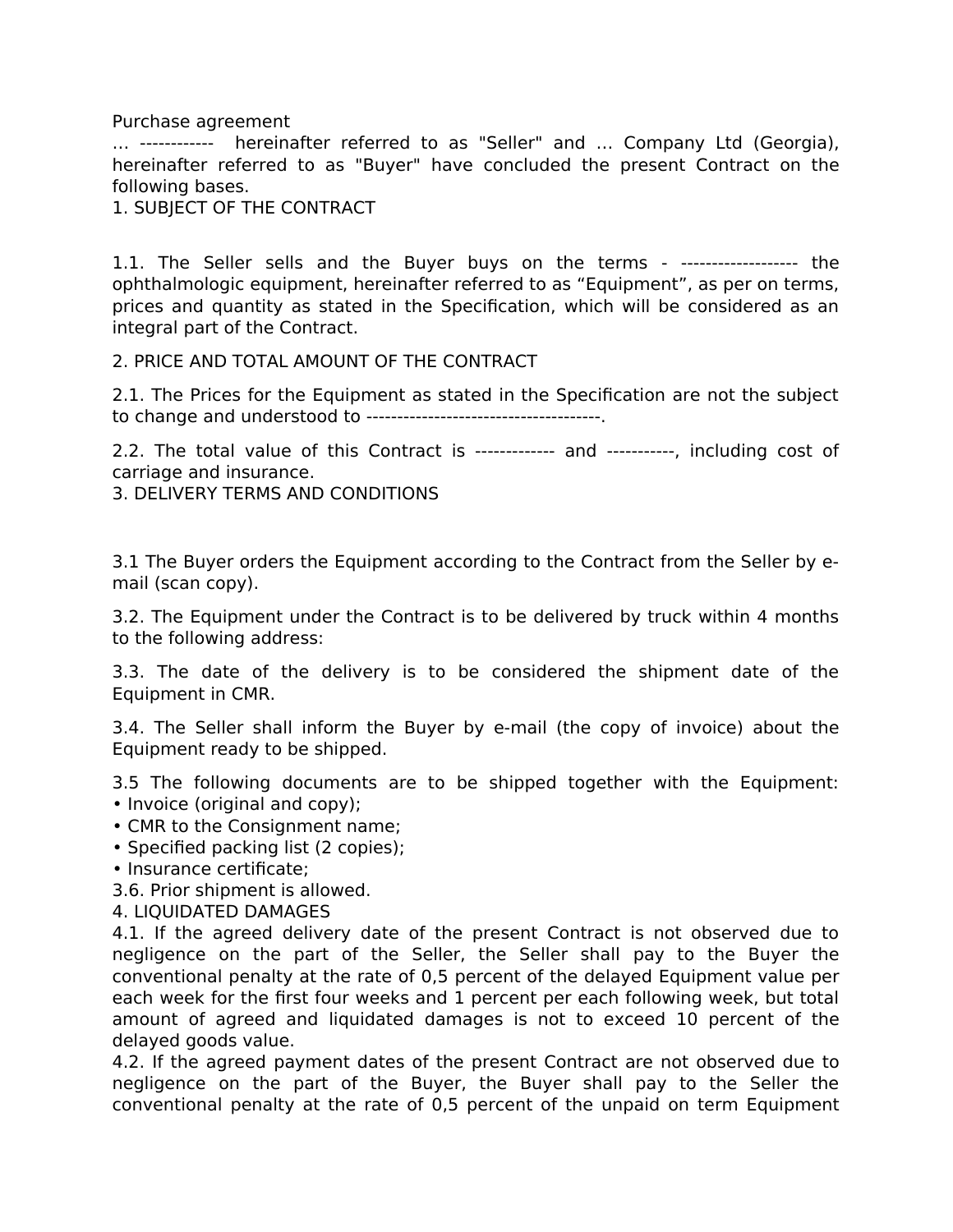Purchase agreement

… ------------ hereinafter referred to as "Seller" and … Company Ltd (Georgia), hereinafter referred to as "Buyer" have concluded the present Contract on the following bases.

## 1. SUBJECT OF THE CONTRACT

1.1. The Seller sells and the Buyer buys on the terms - ------------------- the ophthalmologic equipment, hereinafter referred to as “Equipment”, as per on terms, prices and quantity as stated in the Specification, which will be considered as an integral part of the Contract.

## 2. PRICE AND TOTAL AMOUNT OF THE CONTRACT

2.1. The Prices for the Equipment as stated in the Specification are not the subject to change and understood to --------------------------------------.

2.2. The total value of this Contract is ------------- and -----------, including cost of carriage and insurance.

## 3. DELIVERY TERMS AND CONDITIONS

3.1 The Buyer orders the Equipment according to the Contract from the Seller by e-mail (scan copy).

3.2. The Equipment under the Contract is to be delivered by truck within 4 months to the following address:

3.3. The date of the delivery is to be considered the shipment date of the Equipment in CMR.

3.4. The Seller shall inform the Buyer by e-mail (the copy of invoice) about the Equipment ready to be shipped.

3.5 The following documents are to be shipped together with the Equipment:

- Invoice (original and copy);
- CMR to the Consignment name;
- Specified packing list (2 copies);
- Insurance certificate;

3.6. Prior shipment is allowed.

## 4. LIQUIDATED DAMAGES

4.1. If the agreed delivery date of the present Contract is not observed due to negligence on the part of the Seller, the Seller shall pay to the Buyer the conventional penalty at the rate of 0,5 percent of the delayed Equipment value per each week for the first four weeks and 1 percent per each following week, but total amount of agreed and liquidated damages is not to exceed 10 percent of the delayed goods value.

4.2. If the agreed payment dates of the present Contract are not observed due to negligence on the part of the Buyer, the Buyer shall pay to the Seller the conventional penalty at the rate of 0,5 percent of the unpaid on term Equipment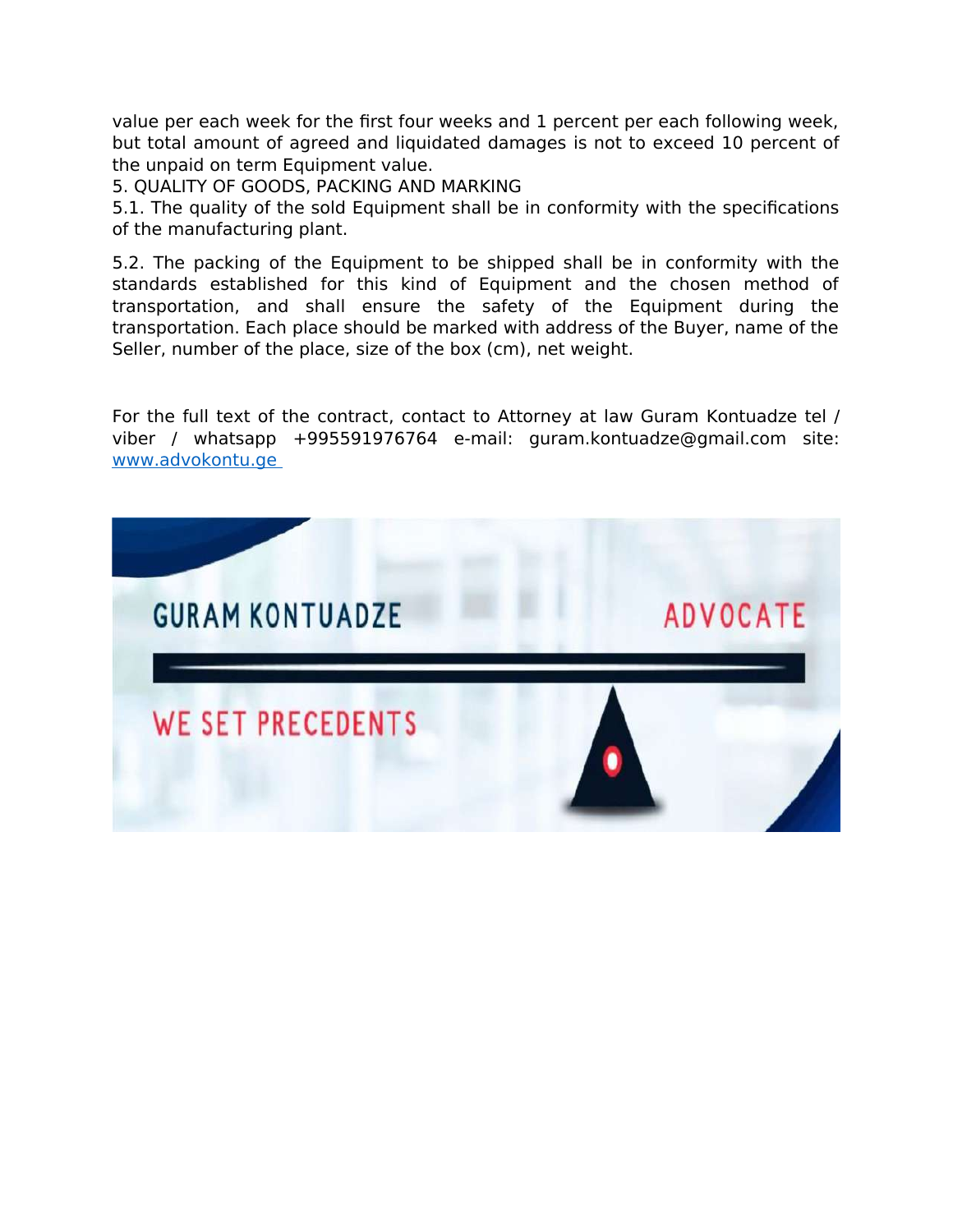value per each week for the first four weeks and 1 percent per each following week, but total amount of agreed and liquidated damages is not to exceed 10 percent of the unpaid on term Equipment value.

5. QUALITY OF GOODS, PACKING AND MARKING

5.1. The quality of the sold Equipment shall be in conformity with the specifications of the manufacturing plant.

5.2. The packing of the Equipment to be shipped shall be in conformity with the standards established for this kind of Equipment and the chosen method of transportation, and shall ensure the safety of the Equipment during the transportation. Each place should be marked with address of the Buyer, name of the Seller, number of the place, size of the box (cm), net weight.

For the full text of the contract, contact to Attorney at law Guram Kontuadze tel / viber / whatsapp +995591976764 e-mail: guram.kontuadze@gmail.com site: [www.advokontu.ge](http://www.advokontu.ge)

GURAM KONTUADZE ADVOCATE

WE SET PRECEDENTS